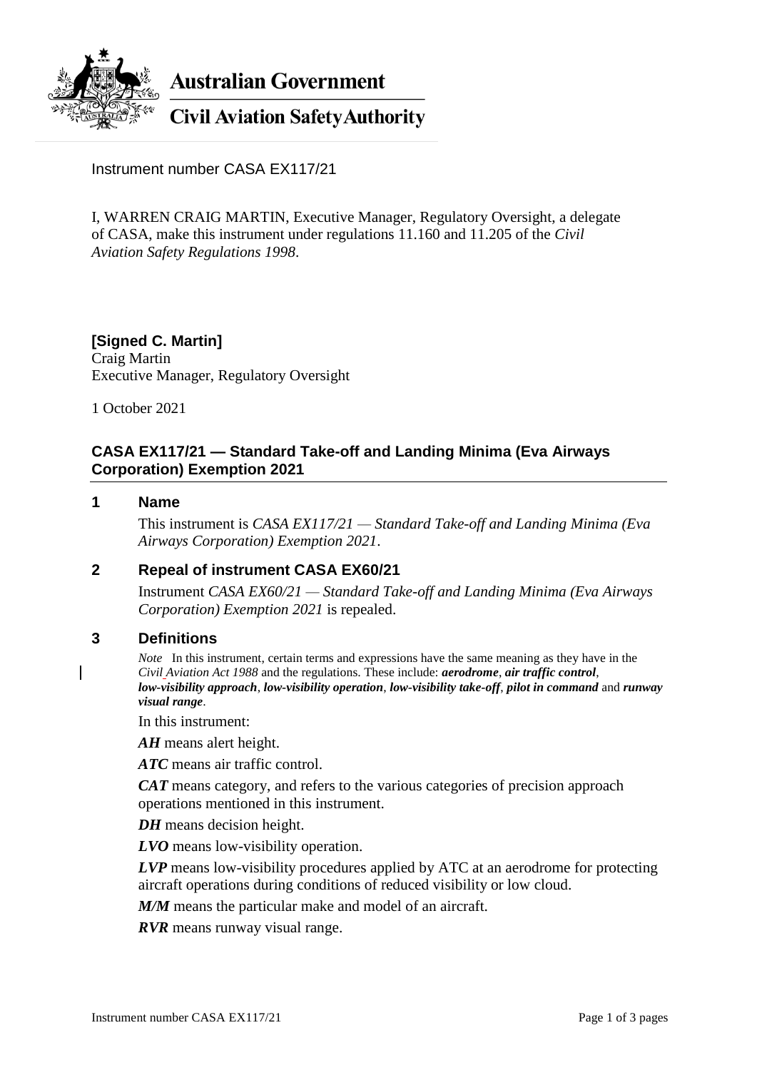**Australian Government**

**Civil Aviation Safety Authority**

Instrument number CASA EX117/21

I, WARREN CRAIG MARTIN, Executive Manager, Regulatory Oversight, a delegate of CASA, make this instrument under regulations 11.160 and 11.205 of the *Civil Aviation Safety Regulations 1998*.

**[Signed C. Martin]**
Craig Martin
Executive Manager, Regulatory Oversight

1 October 2021

## CASA EX117/21 — Standard Take-off and Landing Minima (Eva Airways Corporation) Exemption 2021

### 1 Name

This instrument is *CASA EX117/21 — Standard Take-off and Landing Minima (Eva Airways Corporation) Exemption 2021*.

### 2 Repeal of instrument CASA EX60/21

Instrument *CASA EX60/21 — Standard Take-off and Landing Minima (Eva Airways Corporation) Exemption 2021* is repealed.

### 3 Definitions

*Note* In this instrument, certain terms and expressions have the same meaning as they have in the *Civil Aviation Act 1988* and the regulations. These include: ***aerodrome***, ***air traffic control***, ***low-visibility approach***, ***low-visibility operation***, ***low-visibility take-off***, ***pilot in command*** and ***runway visual range***.

In this instrument:

***AH*** means alert height.

***ATC*** means air traffic control.

***CAT*** means category, and refers to the various categories of precision approach operations mentioned in this instrument.

***DH*** means decision height.

***LVO*** means low-visibility operation.

***LVP*** means low-visibility procedures applied by ATC at an aerodrome for protecting aircraft operations during conditions of reduced visibility or low cloud.

***M/M*** means the particular make and model of an aircraft.

***RVR*** means runway visual range.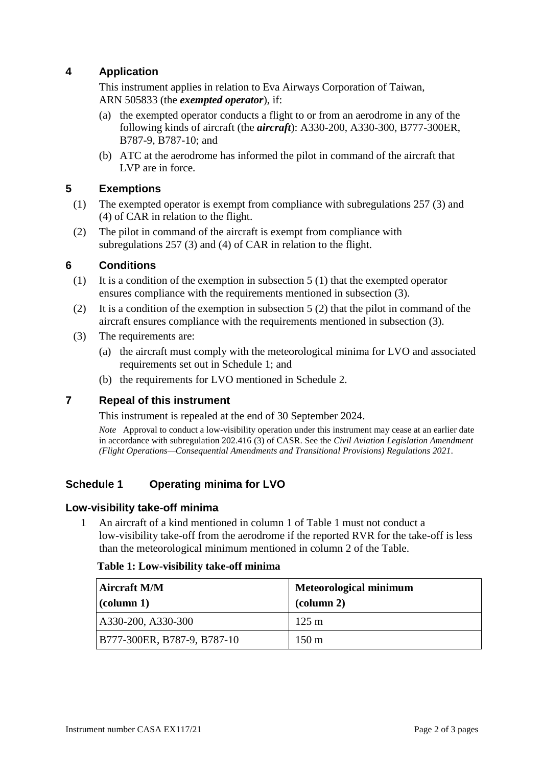## 4 Application

This instrument applies in relation to Eva Airways Corporation of Taiwan, ARN 505833 (the ***exempted operator***), if:

(a) the exempted operator conducts a flight to or from an aerodrome in any of the following kinds of aircraft (the ***aircraft***): A330-200, A330-300, B777-300ER, B787-9, B787-10; and

(b) ATC at the aerodrome has informed the pilot in command of the aircraft that LVP are in force.

## 5 Exemptions

(1) The exempted operator is exempt from compliance with subregulations 257 (3) and (4) of CAR in relation to the flight.

(2) The pilot in command of the aircraft is exempt from compliance with subregulations 257 (3) and (4) of CAR in relation to the flight.

## 6 Conditions

(1) It is a condition of the exemption in subsection 5 (1) that the exempted operator ensures compliance with the requirements mentioned in subsection (3).

(2) It is a condition of the exemption in subsection 5 (2) that the pilot in command of the aircraft ensures compliance with the requirements mentioned in subsection (3).

(3) The requirements are:

(a) the aircraft must comply with the meteorological minima for LVO and associated requirements set out in Schedule 1; and

(b) the requirements for LVO mentioned in Schedule 2.

## 7 Repeal of this instrument

This instrument is repealed at the end of 30 September 2024.

*Note* Approval to conduct a low-visibility operation under this instrument may cease at an earlier date in accordance with subregulation 202.416 (3) of CASR. See the *Civil Aviation Legislation Amendment (Flight Operations—Consequential Amendments and Transitional Provisions) Regulations 2021*.

## Schedule 1 Operating minima for LVO

### Low-visibility take-off minima

1 An aircraft of a kind mentioned in column 1 of Table 1 must not conduct a low-visibility take-off from the aerodrome if the reported RVR for the take-off is less than the meteorological minimum mentioned in column 2 of the Table.

**Table 1: Low-visibility take-off minima**

| Aircraft M/M (column 1) | Meteorological minimum (column 2) |
|---|---|
| A330-200, A330-300 | 125 m |
| B777-300ER, B787-9, B787-10 | 150 m |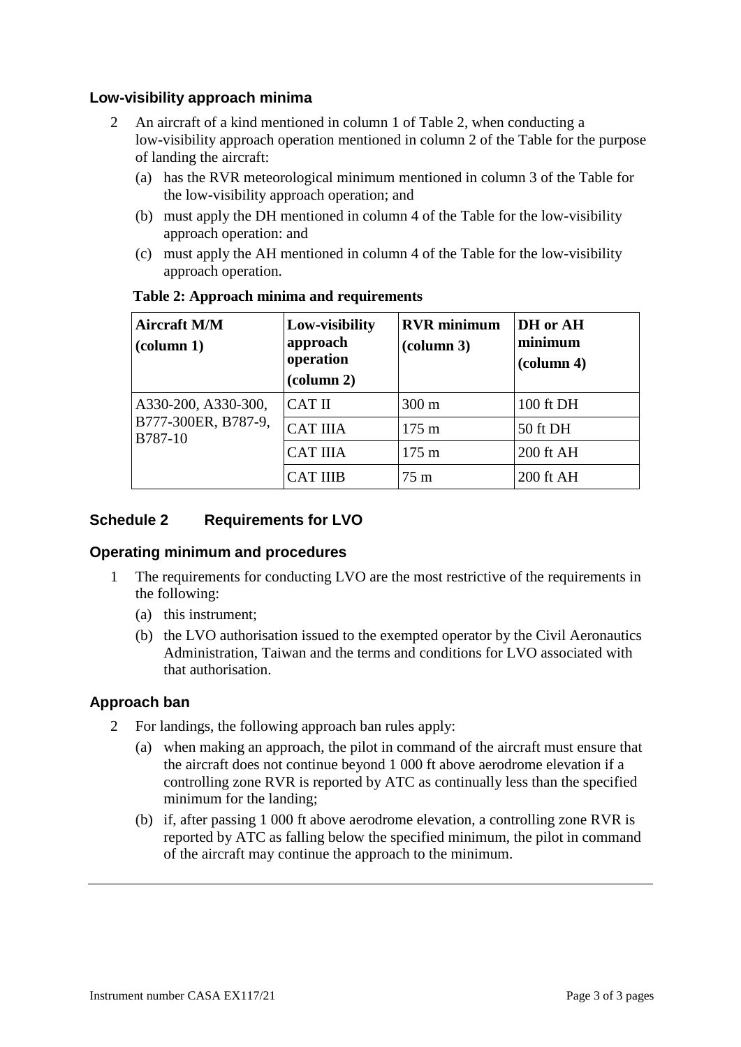### Low-visibility approach minima

2 An aircraft of a kind mentioned in column 1 of Table 2, when conducting a low-visibility approach operation mentioned in column 2 of the Table for the purpose of landing the aircraft:

(a) has the RVR meteorological minimum mentioned in column 3 of the Table for the low-visibility approach operation; and

(b) must apply the DH mentioned in column 4 of the Table for the low-visibility approach operation: and

(c) must apply the AH mentioned in column 4 of the Table for the low-visibility approach operation.

**Table 2: Approach minima and requirements**

| Aircraft M/M (column 1) | Low-visibility approach operation (column 2) | RVR minimum (column 3) | DH or AH minimum (column 4) |
|---|---|---|---|
| A330-200, A330-300, B777-300ER, B787-9, B787-10 | CAT II | 300 m | 100 ft DH |
| | CAT IIIA | 175 m | 50 ft DH |
| | CAT IIIA | 175 m | 200 ft AH |
| | CAT IIIB | 75 m | 200 ft AH |

## Schedule 2 Requirements for LVO

### Operating minimum and procedures

1 The requirements for conducting LVO are the most restrictive of the requirements in the following:

(a) this instrument;

(b) the LVO authorisation issued to the exempted operator by the Civil Aeronautics Administration, Taiwan and the terms and conditions for LVO associated with that authorisation.

### Approach ban

2 For landings, the following approach ban rules apply:

(a) when making an approach, the pilot in command of the aircraft must ensure that the aircraft does not continue beyond 1 000 ft above aerodrome elevation if a controlling zone RVR is reported by ATC as continually less than the specified minimum for the landing;

(b) if, after passing 1 000 ft above aerodrome elevation, a controlling zone RVR is reported by ATC as falling below the specified minimum, the pilot in command of the aircraft may continue the approach to the minimum.